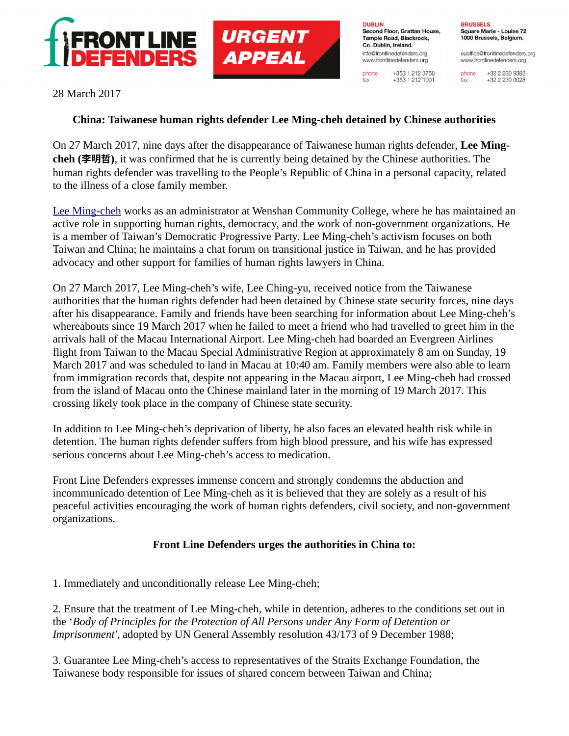FRONT LINE DEFENDERS

URGENT APPEAL

DUBLIN
Second Floor, Grattan House,
Temple Road, Blackrock,
Co. Dublin, Ireland.
info@frontlinedefenders.org
www.frontlinedefenders.org
phone +353 1 212 3750
fax +353 1 212 1001

BRUSSELS
Square Marie - Louise 72
1000 Brussels, Belgium.
euoffice@frontlinedefenders.org
www.frontlinedefenders.org
phone +32 2 230 9383
fax +32 2 230 0028

28 March 2017

**China: Taiwanese human rights defender Lee Ming-cheh detained by Chinese authorities**

On 27 March 2017, nine days after the disappearance of Taiwanese human rights defender, **Lee Ming-cheh (李明哲)**, it was confirmed that he is currently being detained by the Chinese authorities. The human rights defender was travelling to the People's Republic of China in a personal capacity, related to the illness of a close family member.

Lee Ming-cheh works as an administrator at Wenshan Community College, where he has maintained an active role in supporting human rights, democracy, and the work of non-government organizations. He is a member of Taiwan's Democratic Progressive Party. Lee Ming-cheh's activism focuses on both Taiwan and China; he maintains a chat forum on transitional justice in Taiwan, and he has provided advocacy and other support for families of human rights lawyers in China.

On 27 March 2017, Lee Ming-cheh's wife, Lee Ching-yu, received notice from the Taiwanese authorities that the human rights defender had been detained by Chinese state security forces, nine days after his disappearance. Family and friends have been searching for information about Lee Ming-cheh's whereabouts since 19 March 2017 when he failed to meet a friend who had travelled to greet him in the arrivals hall of the Macau International Airport. Lee Ming-cheh had boarded an Evergreen Airlines flight from Taiwan to the Macau Special Administrative Region at approximately 8 am on Sunday, 19 March 2017 and was scheduled to land in Macau at 10:40 am. Family members were also able to learn from immigration records that, despite not appearing in the Macau airport, Lee Ming-cheh had crossed from the island of Macau onto the Chinese mainland later in the morning of 19 March 2017. This crossing likely took place in the company of Chinese state security.

In addition to Lee Ming-cheh's deprivation of liberty, he also faces an elevated health risk while in detention. The human rights defender suffers from high blood pressure, and his wife has expressed serious concerns about Lee Ming-cheh's access to medication.

Front Line Defenders expresses immense concern and strongly condemns the abduction and incommunicado detention of Lee Ming-cheh as it is believed that they are solely as a result of his peaceful activities encouraging the work of human rights defenders, civil society, and non-government organizations.

**Front Line Defenders urges the authorities in China to:**

1. Immediately and unconditionally release Lee Ming-cheh;

2. Ensure that the treatment of Lee Ming-cheh, while in detention, adheres to the conditions set out in the '*Body of Principles for the Protection of All Persons under Any Form of Detention or Imprisonment*', adopted by UN General Assembly resolution 43/173 of 9 December 1988;

3. Guarantee Lee Ming-cheh's access to representatives of the Straits Exchange Foundation, the Taiwanese body responsible for issues of shared concern between Taiwan and China;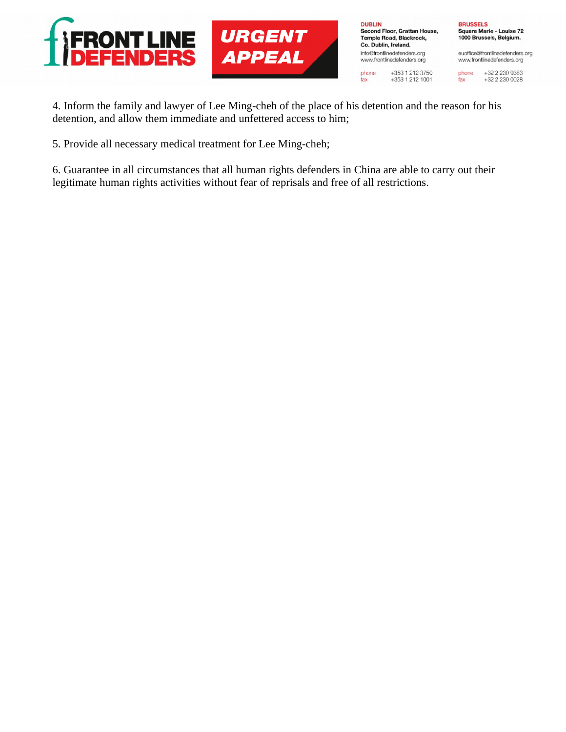4. Inform the family and lawyer of Lee Ming-cheh of the place of his detention and the reason for his detention, and allow them immediate and unfettered access to him;

5. Provide all necessary medical treatment for Lee Ming-cheh;

6. Guarantee in all circumstances that all human rights defenders in China are able to carry out their legitimate human rights activities without fear of reprisals and free of all restrictions.